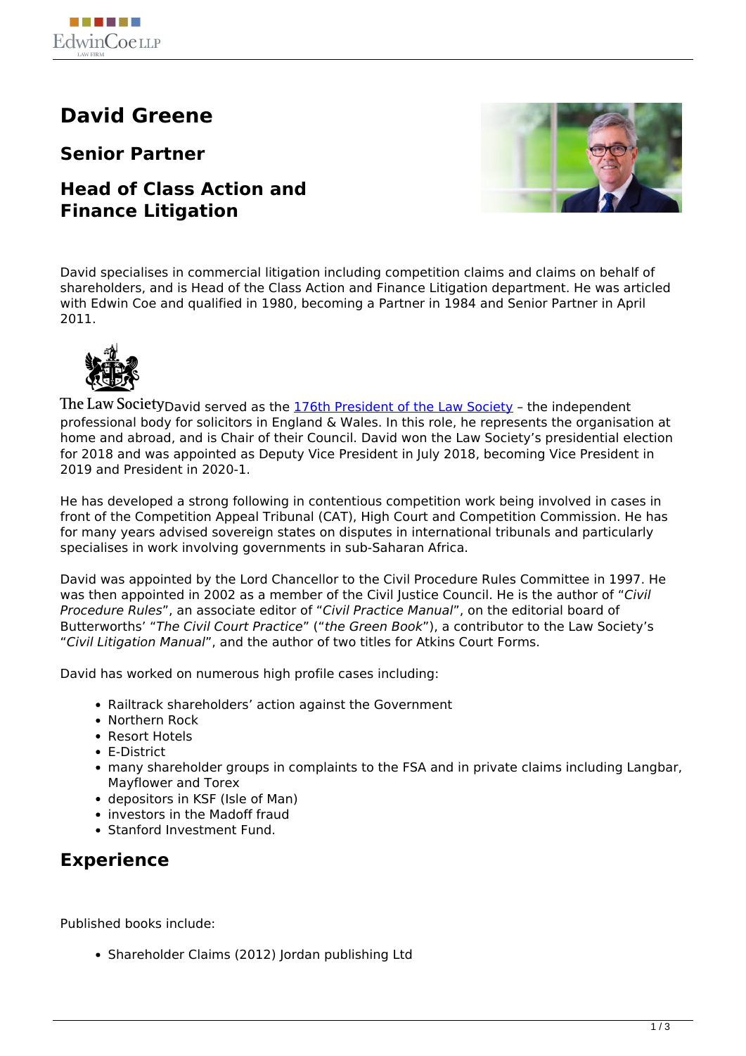# David Greene

## Senior Partner

## Head of Class Action and Finance Litigation

David specialises in commercial litigation including competition claims and claims on behalf of shareholders, and is Head of the Class Action and Finance Litigation department. He was articled with Edwin Coe and qualified in 1980, becoming a Partner in 1984 and Senior Partner in April 2011.

The Law Society David served as the [176th President of the Law Society]() – the independent professional body for solicitors in England & Wales. In this role, he represents the organisation at home and abroad, and is Chair of their Council. David won the Law Society's presidential election for 2018 and was appointed as Deputy Vice President in July 2018, becoming Vice President in 2019 and President in 2020-1.

He has developed a strong following in contentious competition work being involved in cases in front of the Competition Appeal Tribunal (CAT), High Court and Competition Commission. He has for many years advised sovereign states on disputes in international tribunals and particularly specialises in work involving governments in sub-Saharan Africa.

David was appointed by the Lord Chancellor to the Civil Procedure Rules Committee in 1997. He was then appointed in 2002 as a member of the Civil Justice Council. He is the author of "*Civil Procedure Rules*", an associate editor of "*Civil Practice Manual*", on the editorial board of Butterworths' "*The Civil Court Practice*" ("*the Green Book*"), a contributor to the Law Society's "*Civil Litigation Manual*", and the author of two titles for Atkins Court Forms.

David has worked on numerous high profile cases including:

- Railtrack shareholders' action against the Government
- Northern Rock
- Resort Hotels
- E-District
- many shareholder groups in complaints to the FSA and in private claims including Langbar, Mayflower and Torex
- depositors in KSF (Isle of Man)
- investors in the Madoff fraud
- Stanford Investment Fund.

## Experience

Published books include:

- Shareholder Claims (2012) Jordan publishing Ltd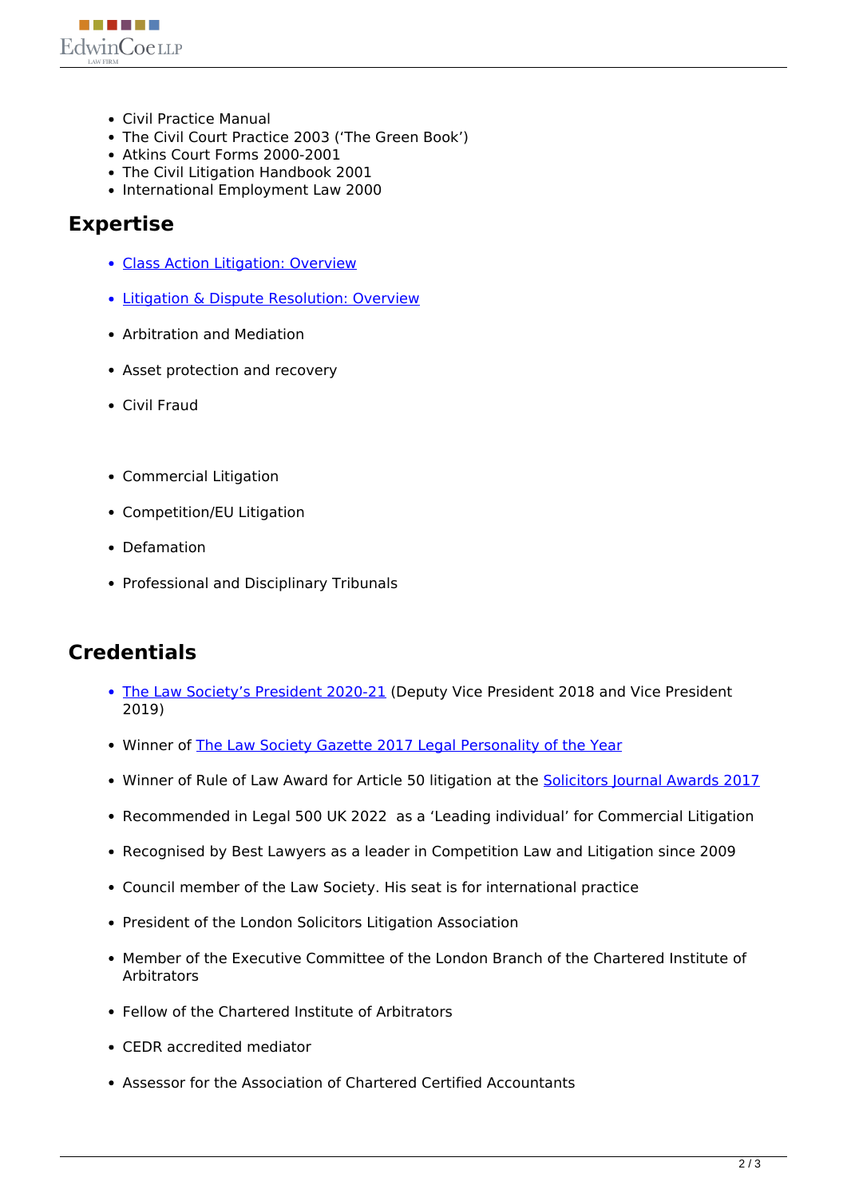- Civil Practice Manual
- The Civil Court Practice 2003 ('The Green Book')
- Atkins Court Forms 2000-2001
- The Civil Litigation Handbook 2001
- International Employment Law 2000

## Expertise

- Class Action Litigation: Overview
- Litigation & Dispute Resolution: Overview
- Arbitration and Mediation
- Asset protection and recovery
- Civil Fraud
- Commercial Litigation
- Competition/EU Litigation
- Defamation
- Professional and Disciplinary Tribunals

## Credentials

- The Law Society's President 2020-21 (Deputy Vice President 2018 and Vice President 2019)
- Winner of The Law Society Gazette 2017 Legal Personality of the Year
- Winner of Rule of Law Award for Article 50 litigation at the Solicitors Journal Awards 2017
- Recommended in Legal 500 UK 2022 as a 'Leading individual' for Commercial Litigation
- Recognised by Best Lawyers as a leader in Competition Law and Litigation since 2009
- Council member of the Law Society. His seat is for international practice
- President of the London Solicitors Litigation Association
- Member of the Executive Committee of the London Branch of the Chartered Institute of Arbitrators
- Fellow of the Chartered Institute of Arbitrators
- CEDR accredited mediator
- Assessor for the Association of Chartered Certified Accountants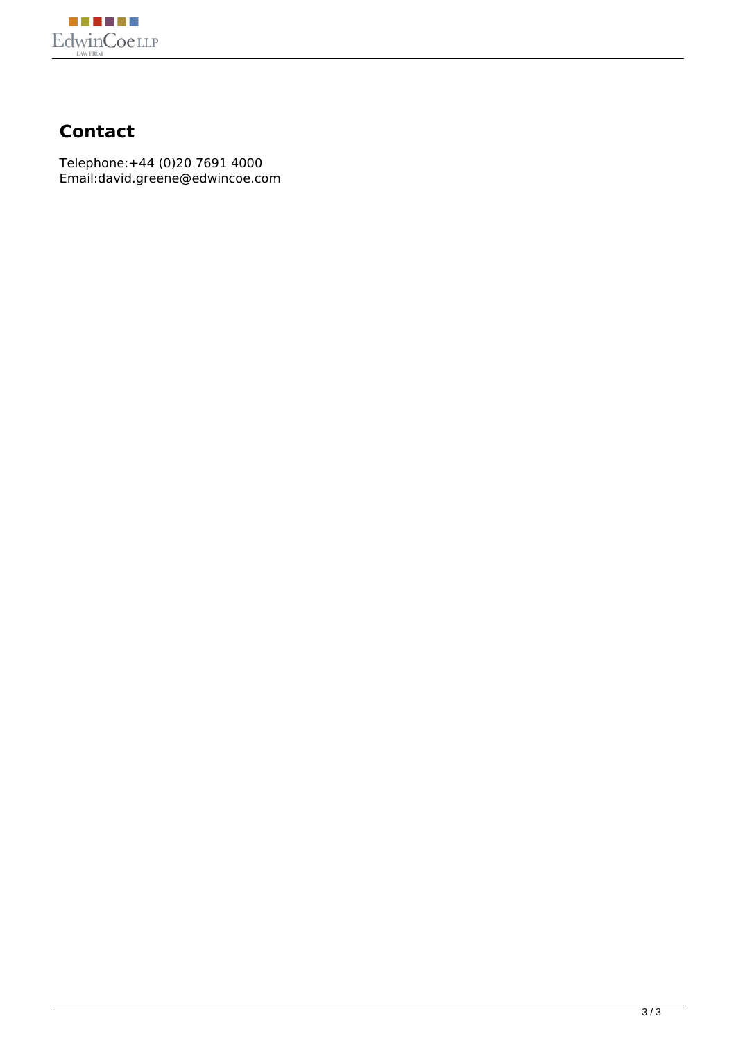## Contact

Telephone:+44 (0)20 7691 4000
Email:david.greene@edwincoe.com